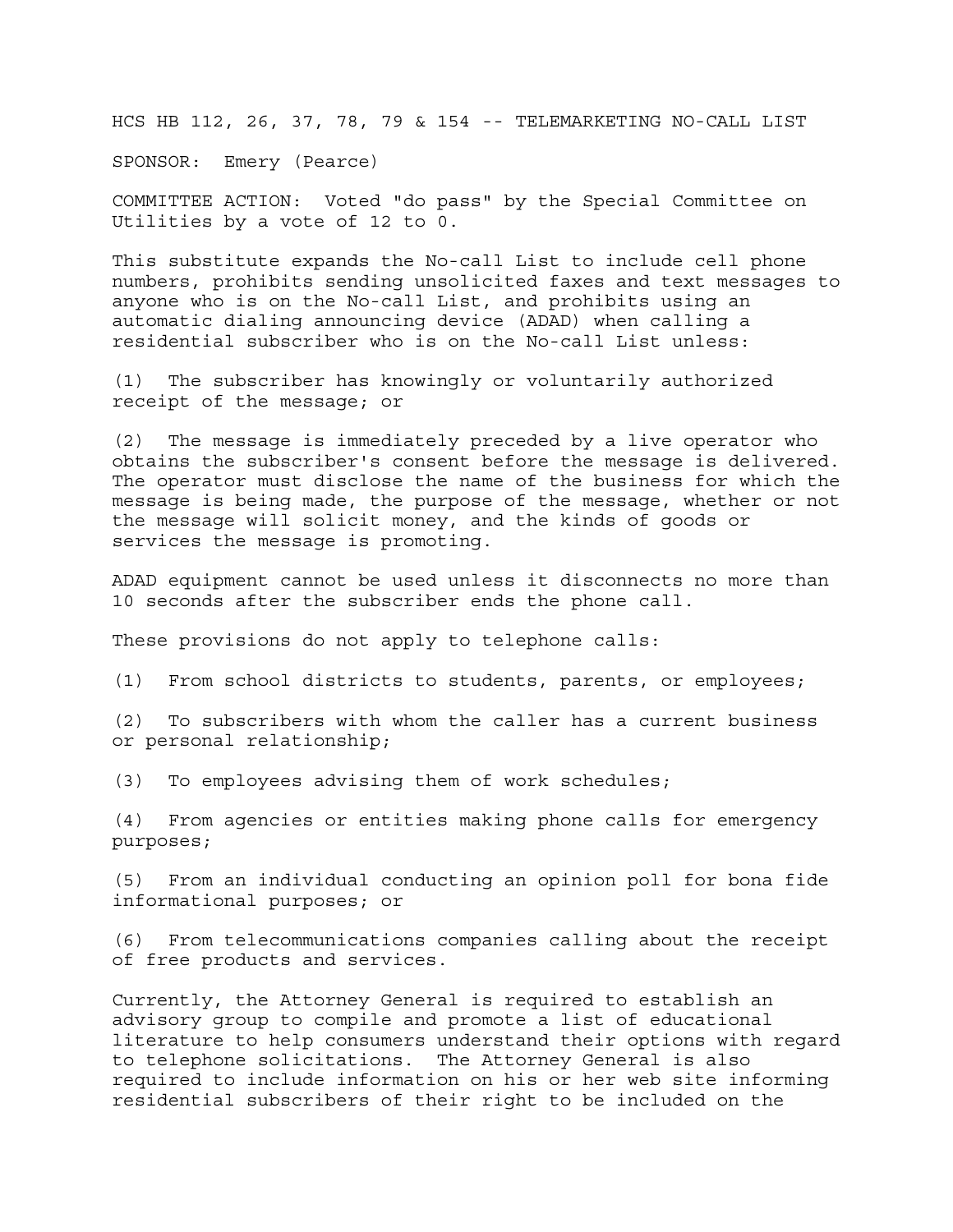HCS HB 112, 26, 37, 78, 79 & 154 -- TELEMARKETING NO-CALL LIST

SPONSOR: Emery (Pearce)

COMMITTEE ACTION: Voted "do pass" by the Special Committee on Utilities by a vote of 12 to 0.

This substitute expands the No-call List to include cell phone numbers, prohibits sending unsolicited faxes and text messages to anyone who is on the No-call List, and prohibits using an automatic dialing announcing device (ADAD) when calling a residential subscriber who is on the No-call List unless:

(1) The subscriber has knowingly or voluntarily authorized receipt of the message; or

(2) The message is immediately preceded by a live operator who obtains the subscriber's consent before the message is delivered. The operator must disclose the name of the business for which the message is being made, the purpose of the message, whether or not the message will solicit money, and the kinds of goods or services the message is promoting.

ADAD equipment cannot be used unless it disconnects no more than 10 seconds after the subscriber ends the phone call.

These provisions do not apply to telephone calls:

(1) From school districts to students, parents, or employees;

(2) To subscribers with whom the caller has a current business or personal relationship;

(3) To employees advising them of work schedules;

(4) From agencies or entities making phone calls for emergency purposes;

(5) From an individual conducting an opinion poll for bona fide informational purposes; or

(6) From telecommunications companies calling about the receipt of free products and services.

Currently, the Attorney General is required to establish an advisory group to compile and promote a list of educational literature to help consumers understand their options with regard to telephone solicitations. The Attorney General is also required to include information on his or her web site informing residential subscribers of their right to be included on the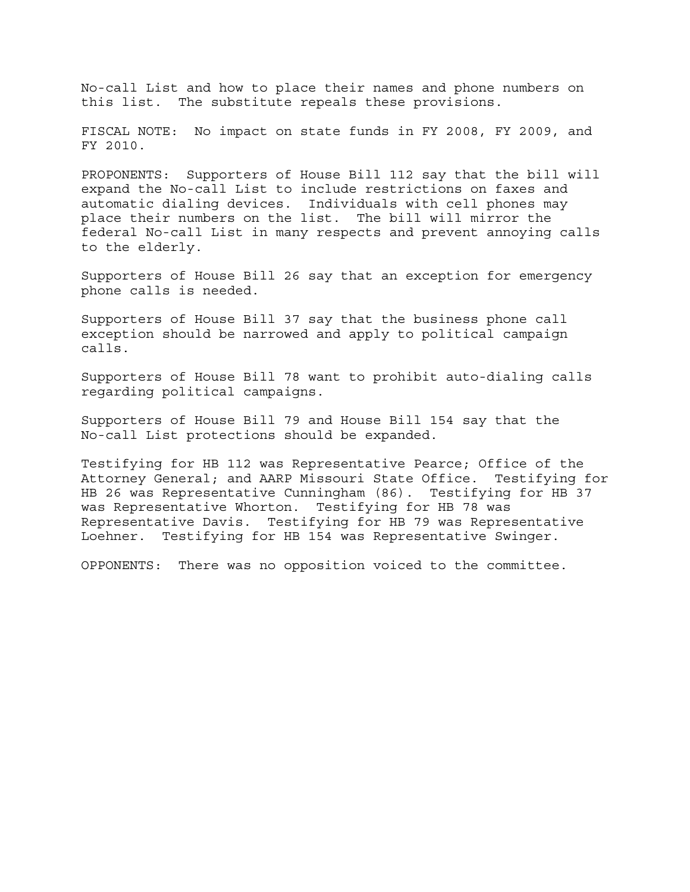No-call List and how to place their names and phone numbers on this list. The substitute repeals these provisions.

FISCAL NOTE: No impact on state funds in FY 2008, FY 2009, and FY 2010.

PROPONENTS: Supporters of House Bill 112 say that the bill will expand the No-call List to include restrictions on faxes and automatic dialing devices. Individuals with cell phones may place their numbers on the list. The bill will mirror the federal No-call List in many respects and prevent annoying calls to the elderly.

Supporters of House Bill 26 say that an exception for emergency phone calls is needed.

Supporters of House Bill 37 say that the business phone call exception should be narrowed and apply to political campaign calls.

Supporters of House Bill 78 want to prohibit auto-dialing calls regarding political campaigns.

Supporters of House Bill 79 and House Bill 154 say that the No-call List protections should be expanded.

Testifying for HB 112 was Representative Pearce; Office of the Attorney General; and AARP Missouri State Office. Testifying for HB 26 was Representative Cunningham (86). Testifying for HB 37 was Representative Whorton. Testifying for HB 78 was Representative Davis. Testifying for HB 79 was Representative Loehner. Testifying for HB 154 was Representative Swinger.

OPPONENTS: There was no opposition voiced to the committee.